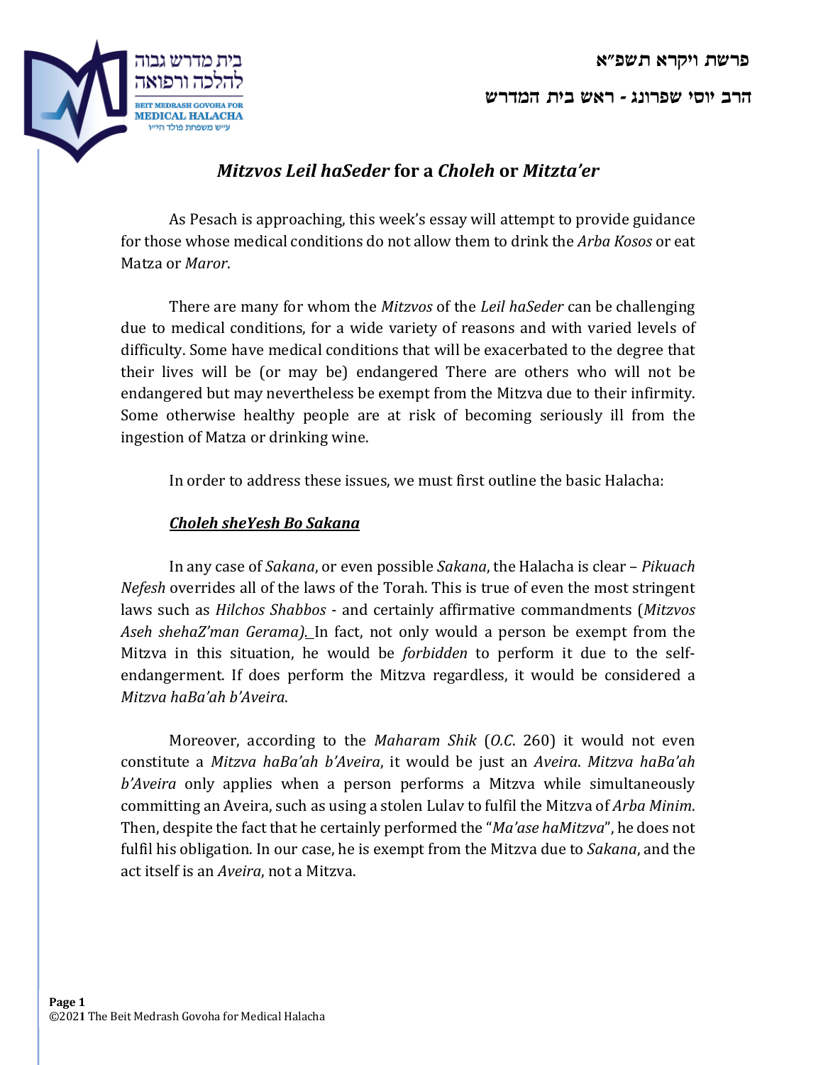פרשת ויקרא תשפ"א

הרב יוסי שפרונג - ראש בית המדרש

# *Mitzvos Leil haSeder* for a *Choleh* or *Mitzta'er*

As Pesach is approaching, this week's essay will attempt to provide guidance for those whose medical conditions do not allow them to drink the *Arba Kosos* or eat Matza or *Maror*.

There are many for whom the *Mitzvos* of the *Leil haSeder* can be challenging due to medical conditions, for a wide variety of reasons and with varied levels of difficulty. Some have medical conditions that will be exacerbated to the degree that their lives will be (or may be) endangered There are others who will not be endangered but may nevertheless be exempt from the Mitzva due to their infirmity. Some otherwise healthy people are at risk of becoming seriously ill from the ingestion of Matza or drinking wine.

In order to address these issues, we must first outline the basic Halacha:

## *Choleh sheYesh Bo Sakana*

In any case of *Sakana*, or even possible *Sakana*, the Halacha is clear – *Pikuach Nefesh* overrides all of the laws of the Torah. This is true of even the most stringent laws such as *Hilchos Shabbos* - and certainly affirmative commandments (*Mitzvos Aseh shehaZ'man Gerama*). In fact, not only would a person be exempt from the Mitzva in this situation, he would be *forbidden* to perform it due to the self-endangerment. If does perform the Mitzva regardless, it would be considered a *Mitzva haBa'ah b'Aveira*.

Moreover, according to the *Maharam Shik* (*O.C.* 260) it would not even constitute a *Mitzva haBa'ah b'Aveira*, it would be just an *Aveira*. *Mitzva haBa'ah b'Aveira* only applies when a person performs a Mitzva while simultaneously committing an Aveira, such as using a stolen Lulav to fulfil the Mitzva of *Arba Minim*. Then, despite the fact that he certainly performed the "*Ma'ase haMitzva*", he does not fulfil his obligation. In our case, he is exempt from the Mitzva due to *Sakana*, and the act itself is an *Aveira*, not a Mitzva.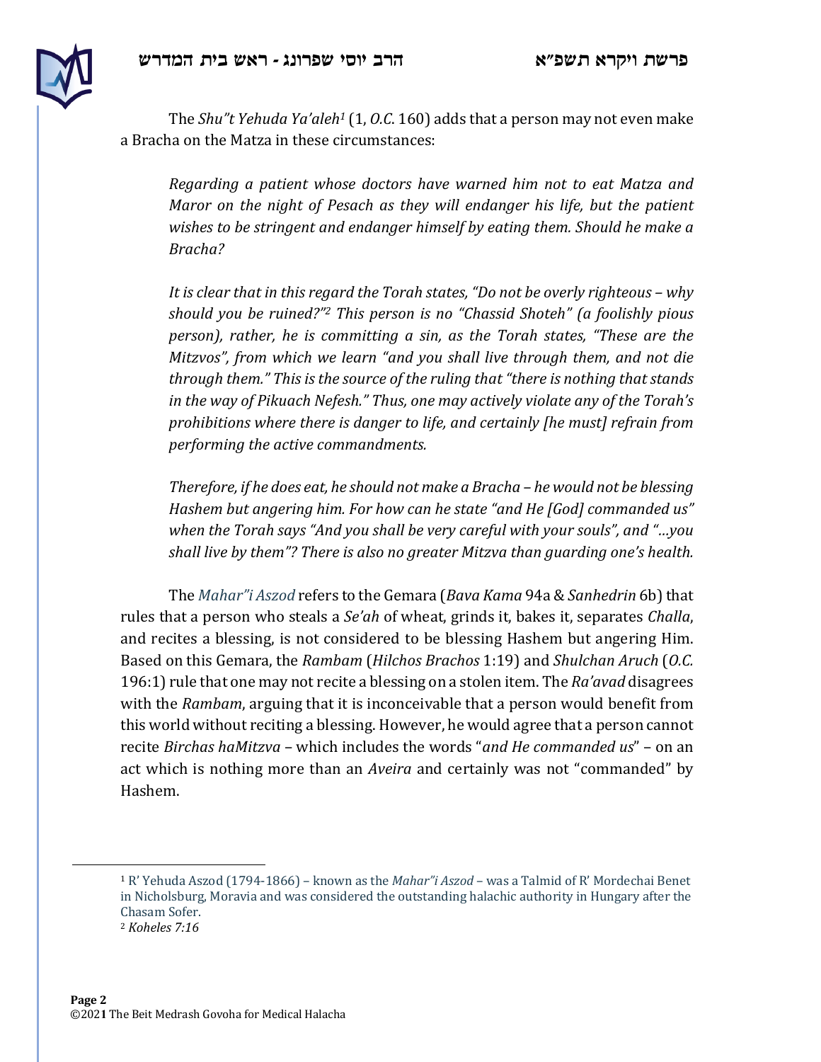The *Shu"t Yehuda Ya'aleh*[1] (1, *O.C*. 160) adds that a person may not even make a Bracha on the Matza in these circumstances:

> *Regarding a patient whose doctors have warned him not to eat Matza and Maror on the night of Pesach as they will endanger his life, but the patient wishes to be stringent and endanger himself by eating them. Should he make a Bracha?*
>
> *It is clear that in this regard the Torah states, "Do not be overly righteous – why should you be ruined?"*[2] *This person is no "Chassid Shoteh" (a foolishly pious person), rather, he is committing a sin, as the Torah states, "These are the Mitzvos", from which we learn "and you shall live through them, and not die through them." This is the source of the ruling that "there is nothing that stands in the way of Pikuach Nefesh." Thus, one may actively violate any of the Torah's prohibitions where there is danger to life, and certainly [he must] refrain from performing the active commandments.*
>
> *Therefore, if he does eat, he should not make a Bracha – he would not be blessing Hashem but angering him. For how can he state "and He [God] commanded us" when the Torah says "And you shall be very careful with your souls", and "…you shall live by them"? There is also no greater Mitzva than guarding one's health.*

The *Mahar"i Aszod* refers to the Gemara (*Bava Kama* 94a & *Sanhedrin* 6b) that rules that a person who steals a *Se'ah* of wheat, grinds it, bakes it, separates *Challa*, and recites a blessing, is not considered to be blessing Hashem but angering Him. Based on this Gemara, the *Rambam* (*Hilchos Brachos* 1:19) and *Shulchan Aruch* (*O.C.* 196:1) rule that one may not recite a blessing on a stolen item. The *Ra'avad* disagrees with the *Rambam*, arguing that it is inconceivable that a person would benefit from this world without reciting a blessing. However, he would agree that a person cannot recite *Birchas haMitzva* – which includes the words "*and He commanded us*" – on an act which is nothing more than an *Aveira* and certainly was not "commanded" by Hashem.

---

[1] R' Yehuda Aszod (1794-1866) – known as the *Mahar"i Aszod* – was a Talmid of R' Mordechai Benet in Nicholsburg, Moravia and was considered the outstanding halachic authority in Hungary after the Chasam Sofer.

[2] *Koheles 7:16*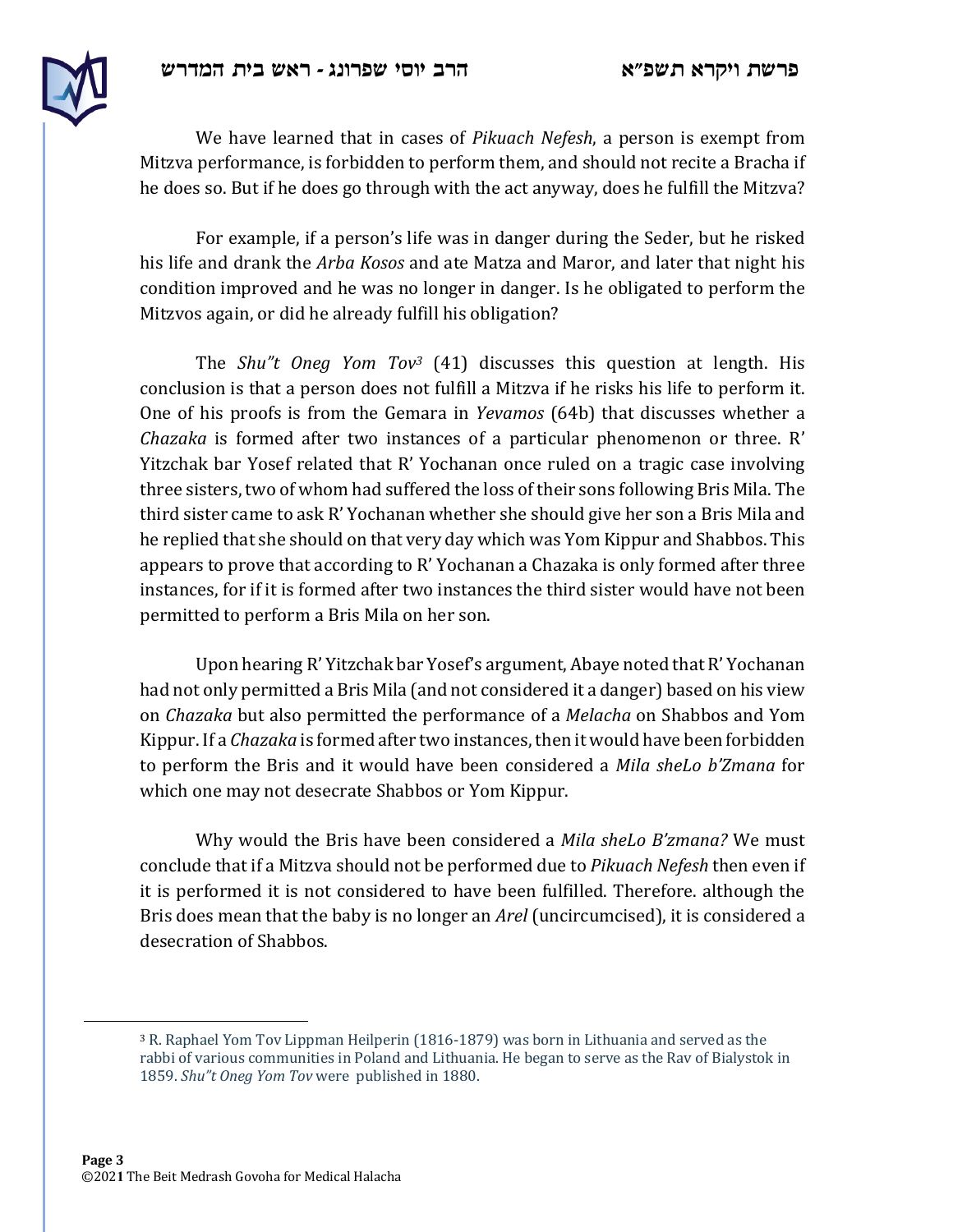We have learned that in cases of *Pikuach Nefesh*, a person is exempt from Mitzva performance, is forbidden to perform them, and should not recite a Bracha if he does so. But if he does go through with the act anyway, does he fulfill the Mitzva?

For example, if a person's life was in danger during the Seder, but he risked his life and drank the *Arba Kosos* and ate Matza and Maror, and later that night his condition improved and he was no longer in danger. Is he obligated to perform the Mitzvos again, or did he already fulfill his obligation?

The *Shu"t Oneg Yom Tov*[3] (41) discusses this question at length. His conclusion is that a person does not fulfill a Mitzva if he risks his life to perform it. One of his proofs is from the Gemara in *Yevamos* (64b) that discusses whether a *Chazaka* is formed after two instances of a particular phenomenon or three. R' Yitzchak bar Yosef related that R' Yochanan once ruled on a tragic case involving three sisters, two of whom had suffered the loss of their sons following Bris Mila. The third sister came to ask R' Yochanan whether she should give her son a Bris Mila and he replied that she should on that very day which was Yom Kippur and Shabbos. This appears to prove that according to R' Yochanan a Chazaka is only formed after three instances, for if it is formed after two instances the third sister would have not been permitted to perform a Bris Mila on her son.

Upon hearing R' Yitzchak bar Yosef's argument, Abaye noted that R' Yochanan had not only permitted a Bris Mila (and not considered it a danger) based on his view on *Chazaka* but also permitted the performance of a *Melacha* on Shabbos and Yom Kippur. If a *Chazaka* is formed after two instances, then it would have been forbidden to perform the Bris and it would have been considered a *Mila sheLo b'Zmana* for which one may not desecrate Shabbos or Yom Kippur.

Why would the Bris have been considered a *Mila sheLo B'zmana?* We must conclude that if a Mitzva should not be performed due to *Pikuach Nefesh* then even if it is performed it is not considered to have been fulfilled. Therefore. although the Bris does mean that the baby is no longer an *Arel* (uncircumcised), it is considered a desecration of Shabbos.

---

[3] R. Raphael Yom Tov Lippman Heilperin (1816-1879) was born in Lithuania and served as the rabbi of various communities in Poland and Lithuania. He began to serve as the Rav of Bialystok in 1859. *Shu"t Oneg Yom Tov* were published in 1880.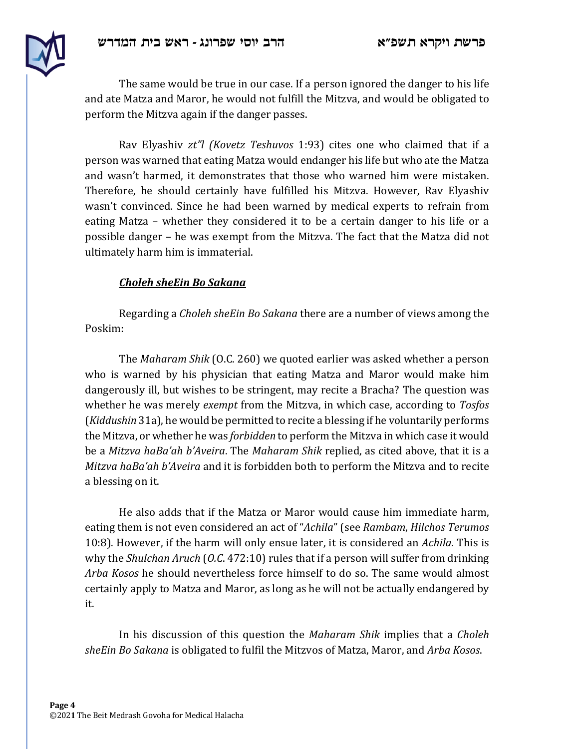The same would be true in our case. If a person ignored the danger to his life and ate Matza and Maror, he would not fulfill the Mitzva, and would be obligated to perform the Mitzva again if the danger passes.

Rav Elyashiv *zt"l (Kovetz Teshuvos* 1:93) cites one who claimed that if a person was warned that eating Matza would endanger his life but who ate the Matza and wasn't harmed, it demonstrates that those who warned him were mistaken. Therefore, he should certainly have fulfilled his Mitzva. However, Rav Elyashiv wasn't convinced. Since he had been warned by medical experts to refrain from eating Matza – whether they considered it to be a certain danger to his life or a possible danger – he was exempt from the Mitzva. The fact that the Matza did not ultimately harm him is immaterial.

***Choleh sheEin Bo Sakana***

Regarding a *Choleh sheEin Bo Sakana* there are a number of views among the Poskim:

The *Maharam Shik* (O.C. 260) we quoted earlier was asked whether a person who is warned by his physician that eating Matza and Maror would make him dangerously ill, but wishes to be stringent, may recite a Bracha? The question was whether he was merely *exempt* from the Mitzva, in which case, according to *Tosfos* (*Kiddushin* 31a), he would be permitted to recite a blessing if he voluntarily performs the Mitzva, or whether he was *forbidden* to perform the Mitzva in which case it would be a *Mitzva haBa'ah b'Aveira*. The *Maharam Shik* replied, as cited above, that it is a *Mitzva haBa'ah b'Aveira* and it is forbidden both to perform the Mitzva and to recite a blessing on it.

He also adds that if the Matza or Maror would cause him immediate harm, eating them is not even considered an act of "*Achila*" (see *Rambam*, *Hilchos Terumos* 10:8). However, if the harm will only ensue later, it is considered an *Achila*. This is why the *Shulchan Aruch* (*O.C.* 472:10) rules that if a person will suffer from drinking *Arba Kosos* he should nevertheless force himself to do so. The same would almost certainly apply to Matza and Maror, as long as he will not be actually endangered by it.

In his discussion of this question the *Maharam Shik* implies that a *Choleh sheEin Bo Sakana* is obligated to fulfil the Mitzvos of Matza, Maror, and *Arba Kosos*.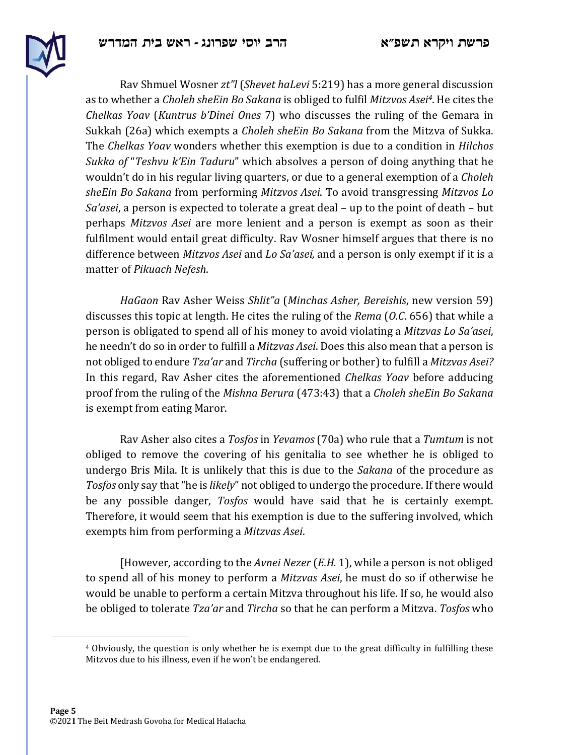Rav Shmuel Wosner *zt"l* (*Shevet haLevi* 5:219) has a more general discussion as to whether a *Choleh sheEin Bo Sakana* is obliged to fulfil *Mitzvos Asei*[4]. He cites the *Chelkas Yoav* (*Kuntrus b'Dinei Ones* 7) who discusses the ruling of the Gemara in Sukkah (26a) which exempts a *Choleh sheEin Bo Sakana* from the Mitzva of Sukka. The *Chelkas Yoav* wonders whether this exemption is due to a condition in *Hilchos Sukka of* "*Teshvu k'Ein Taduru*" which absolves a person of doing anything that he wouldn't do in his regular living quarters, or due to a general exemption of a *Choleh sheEin Bo Sakana* from performing *Mitzvos Asei*. To avoid transgressing *Mitzvos Lo Sa'asei*, a person is expected to tolerate a great deal – up to the point of death – but perhaps *Mitzvos Asei* are more lenient and a person is exempt as soon as their fulfilment would entail great difficulty. Rav Wosner himself argues that there is no difference between *Mitzvos Asei* and *Lo Sa'asei,* and a person is only exempt if it is a matter of *Pikuach Nefesh*.

*HaGaon* Rav Asher Weiss *Shlit"a* (*Minchas Asher, Bereishis*, new version 59) discusses this topic at length. He cites the ruling of the *Rema* (*O.C*. 656) that while a person is obligated to spend all of his money to avoid violating a *Mitzvas Lo Sa'asei*, he needn't do so in order to fulfill a *Mitzvas Asei*. Does this also mean that a person is not obliged to endure *Tza'ar* and *Tircha* (suffering or bother) to fulfill a *Mitzvas Asei?* In this regard, Rav Asher cites the aforementioned *Chelkas Yoav* before adducing proof from the ruling of the *Mishna Berura* (473:43) that a *Choleh sheEin Bo Sakana* is exempt from eating Maror.

Rav Asher also cites a *Tosfos* in *Yevamos* (70a) who rule that a *Tumtum* is not obliged to remove the covering of his genitalia to see whether he is obliged to undergo Bris Mila. It is unlikely that this is due to the *Sakana* of the procedure as *Tosfos* only say that "he is *likely*" not obliged to undergo the procedure. If there would be any possible danger, *Tosfos* would have said that he is certainly exempt. Therefore, it would seem that his exemption is due to the suffering involved, which exempts him from performing a *Mitzvas Asei*.

[However, according to the *Avnei Nezer* (*E.H.* 1), while a person is not obliged to spend all of his money to perform a *Mitzvas Asei*, he must do so if otherwise he would be unable to perform a certain Mitzva throughout his life. If so, he would also be obliged to tolerate *Tza'ar* and *Tircha* so that he can perform a Mitzva. *Tosfos* who

---

[4] Obviously, the question is only whether he is exempt due to the great difficulty in fulfilling these Mitzvos due to his illness, even if he won't be endangered.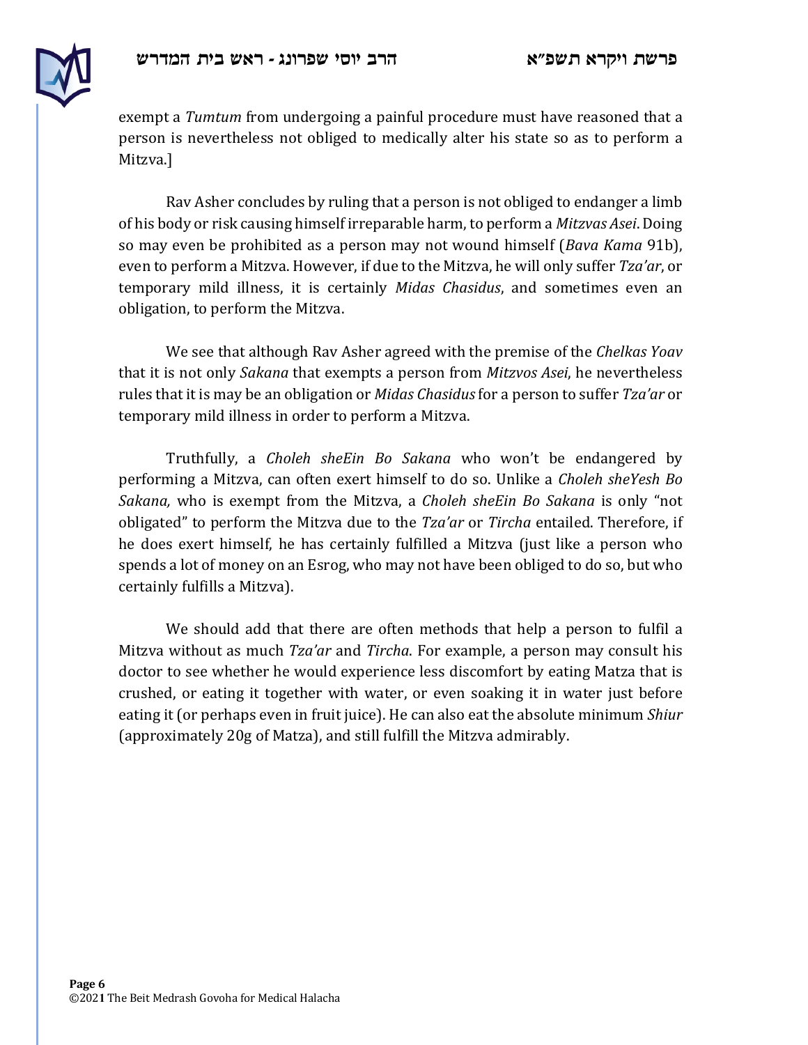exempt a *Tumtum* from undergoing a painful procedure must have reasoned that a person is nevertheless not obliged to medically alter his state so as to perform a Mitzva.]

Rav Asher concludes by ruling that a person is not obliged to endanger a limb of his body or risk causing himself irreparable harm, to perform a *Mitzvas Asei*. Doing so may even be prohibited as a person may not wound himself (*Bava Kama* 91b), even to perform a Mitzva. However, if due to the Mitzva, he will only suffer *Tza'ar*, or temporary mild illness, it is certainly *Midas Chasidus*, and sometimes even an obligation, to perform the Mitzva.

We see that although Rav Asher agreed with the premise of the *Chelkas Yoav* that it is not only *Sakana* that exempts a person from *Mitzvos Asei*, he nevertheless rules that it is may be an obligation or *Midas Chasidus* for a person to suffer *Tza'ar* or temporary mild illness in order to perform a Mitzva.

Truthfully, a *Choleh sheEin Bo Sakana* who won't be endangered by performing a Mitzva, can often exert himself to do so. Unlike a *Choleh sheYesh Bo Sakana,* who is exempt from the Mitzva, a *Choleh sheEin Bo Sakana* is only "not obligated" to perform the Mitzva due to the *Tza'ar* or *Tircha* entailed. Therefore, if he does exert himself, he has certainly fulfilled a Mitzva (just like a person who spends a lot of money on an Esrog, who may not have been obliged to do so, but who certainly fulfills a Mitzva).

We should add that there are often methods that help a person to fulfil a Mitzva without as much *Tza'ar* and *Tircha*. For example, a person may consult his doctor to see whether he would experience less discomfort by eating Matza that is crushed, or eating it together with water, or even soaking it in water just before eating it (or perhaps even in fruit juice). He can also eat the absolute minimum *Shiur* (approximately 20g of Matza), and still fulfill the Mitzva admirably.